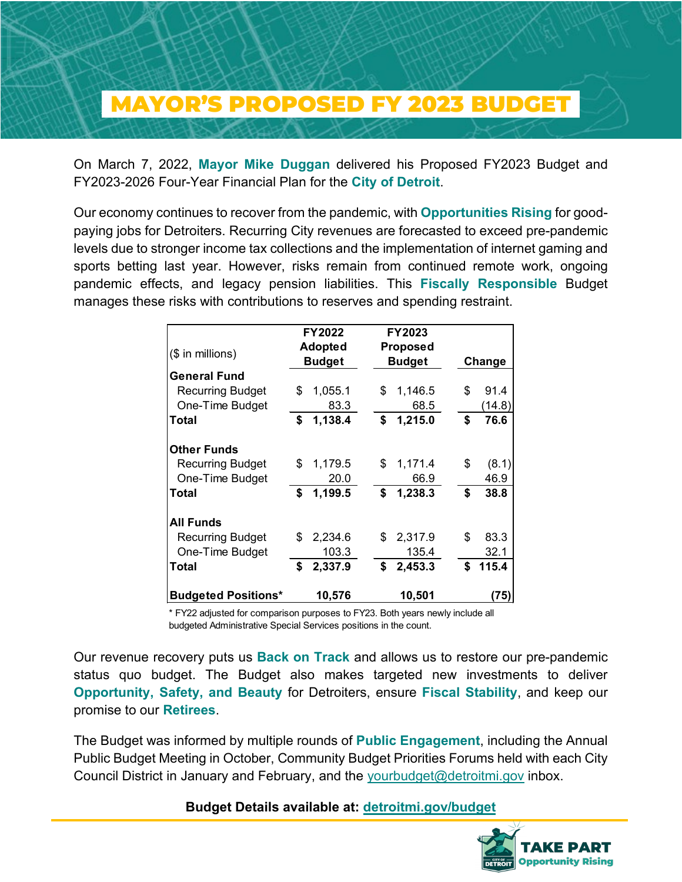# MAYOR'S PROPOSED FY 2023 BUDGET

On March 7, 2022, **Mayor Mike Duggan** delivered his Proposed FY2023 Budget and FY2023-2026 Four-Year Financial Plan for the **City of Detroit**.

Our economy continues to recover from the pandemic, with **Opportunities Rising** for good-paying jobs for Detroiters. Recurring City revenues are forecasted to exceed pre-pandemic levels due to stronger income tax collections and the implementation of internet gaming and sports betting last year. However, risks remain from continued remote work, ongoing pandemic effects, and legacy pension liabilities. This **Fiscally Responsible** Budget manages these risks with contributions to reserves and spending restraint.

| ($ in millions) | FY2022 Adopted Budget | FY2023 Proposed Budget | Change |
|---|---|---|---|
| **General Fund** | | | |
| Recurring Budget | $ 1,055.1 | $ 1,146.5 | $ 91.4 |
| One-Time Budget | 83.3 | 68.5 | (14.8) |
| **Total** | **$ 1,138.4** | **$ 1,215.0** | **$ 76.6** |
| **Other Funds** | | | |
| Recurring Budget | $ 1,179.5 | $ 1,171.4 | $ (8.1) |
| One-Time Budget | 20.0 | 66.9 | 46.9 |
| **Total** | **$ 1,199.5** | **$ 1,238.3** | **$ 38.8** |
| **All Funds** | | | |
| Recurring Budget | $ 2,234.6 | $ 2,317.9 | $ 83.3 |
| One-Time Budget | 103.3 | 135.4 | 32.1 |
| **Total** | **$ 2,337.9** | **$ 2,453.3** | **$ 115.4** |
| **Budgeted Positions*** | **10,576** | **10,501** | **(75)** |

* FY22 adjusted for comparison purposes to FY23. Both years newly include all budgeted Administrative Special Services positions in the count.

Our revenue recovery puts us **Back on Track** and allows us to restore our pre-pandemic status quo budget. The Budget also makes targeted new investments to deliver **Opportunity, Safety, and Beauty** for Detroiters, ensure **Fiscal Stability**, and keep our promise to our **Retirees**.

The Budget was informed by multiple rounds of **Public Engagement**, including the Annual Public Budget Meeting in October, Community Budget Priorities Forums held with each City Council District in January and February, and the yourbudget@detroitmi.gov inbox.

**Budget Details available at: detroitmi.gov/budget**

TAKE PART
Opportunity Rising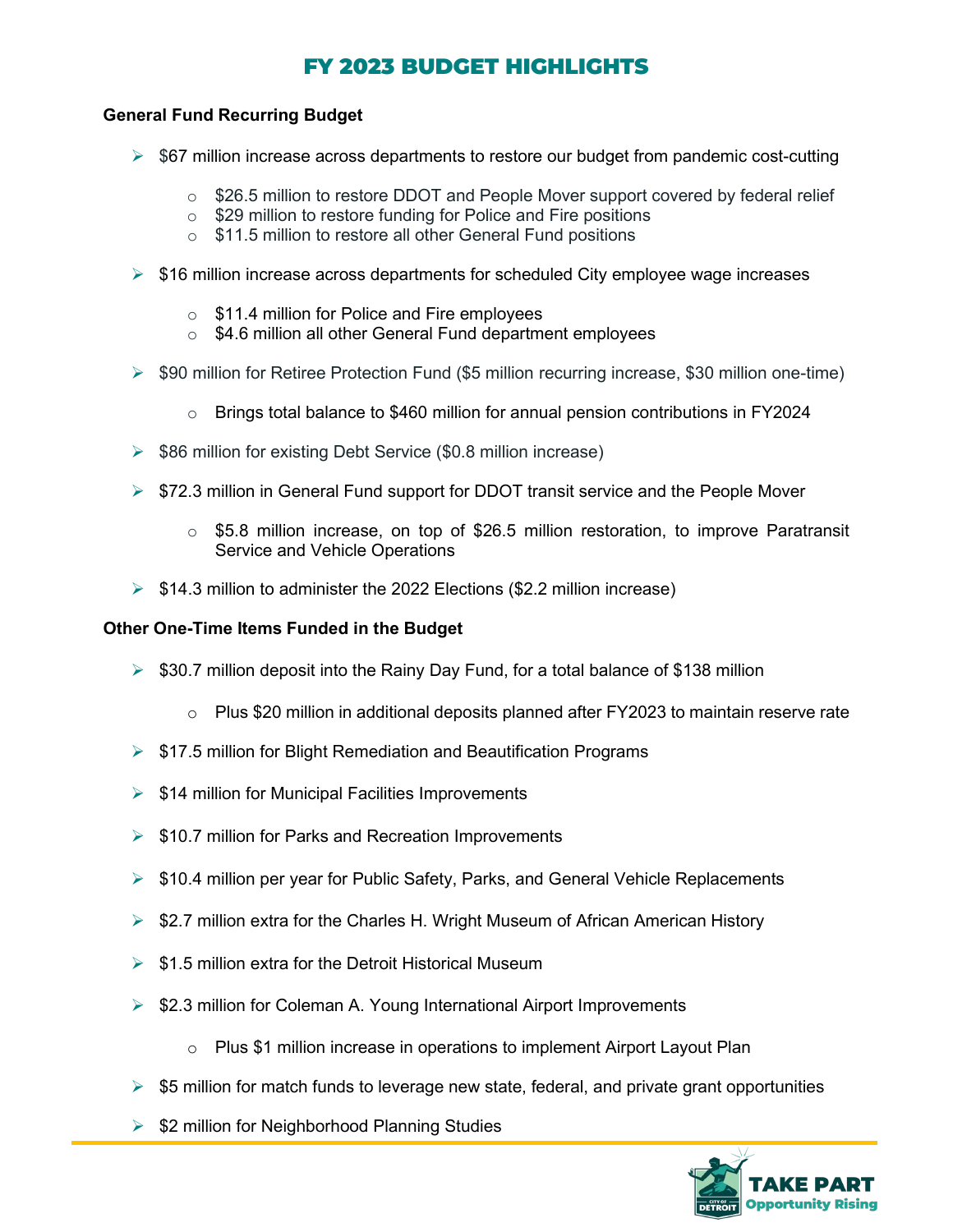# FY 2023 BUDGET HIGHLIGHTS

**General Fund Recurring Budget**

- $67 million increase across departments to restore our budget from pandemic cost-cutting
  - $26.5 million to restore DDOT and People Mover support covered by federal relief
  - $29 million to restore funding for Police and Fire positions
  - $11.5 million to restore all other General Fund positions
- $16 million increase across departments for scheduled City employee wage increases
  - $11.4 million for Police and Fire employees
  - $4.6 million all other General Fund department employees
- $90 million for Retiree Protection Fund ($5 million recurring increase, $30 million one-time)
  - Brings total balance to $460 million for annual pension contributions in FY2024
- $86 million for existing Debt Service ($0.8 million increase)
- $72.3 million in General Fund support for DDOT transit service and the People Mover
  - $5.8 million increase, on top of $26.5 million restoration, to improve Paratransit Service and Vehicle Operations
- $14.3 million to administer the 2022 Elections ($2.2 million increase)

**Other One-Time Items Funded in the Budget**

- $30.7 million deposit into the Rainy Day Fund, for a total balance of $138 million
  - Plus $20 million in additional deposits planned after FY2023 to maintain reserve rate
- $17.5 million for Blight Remediation and Beautification Programs
- $14 million for Municipal Facilities Improvements
- $10.7 million for Parks and Recreation Improvements
- $10.4 million per year for Public Safety, Parks, and General Vehicle Replacements
- $2.7 million extra for the Charles H. Wright Museum of African American History
- $1.5 million extra for the Detroit Historical Museum
- $2.3 million for Coleman A. Young International Airport Improvements
  - Plus $1 million increase in operations to implement Airport Layout Plan
- $5 million for match funds to leverage new state, federal, and private grant opportunities
- $2 million for Neighborhood Planning Studies

TAKE PART
Opportunity Rising